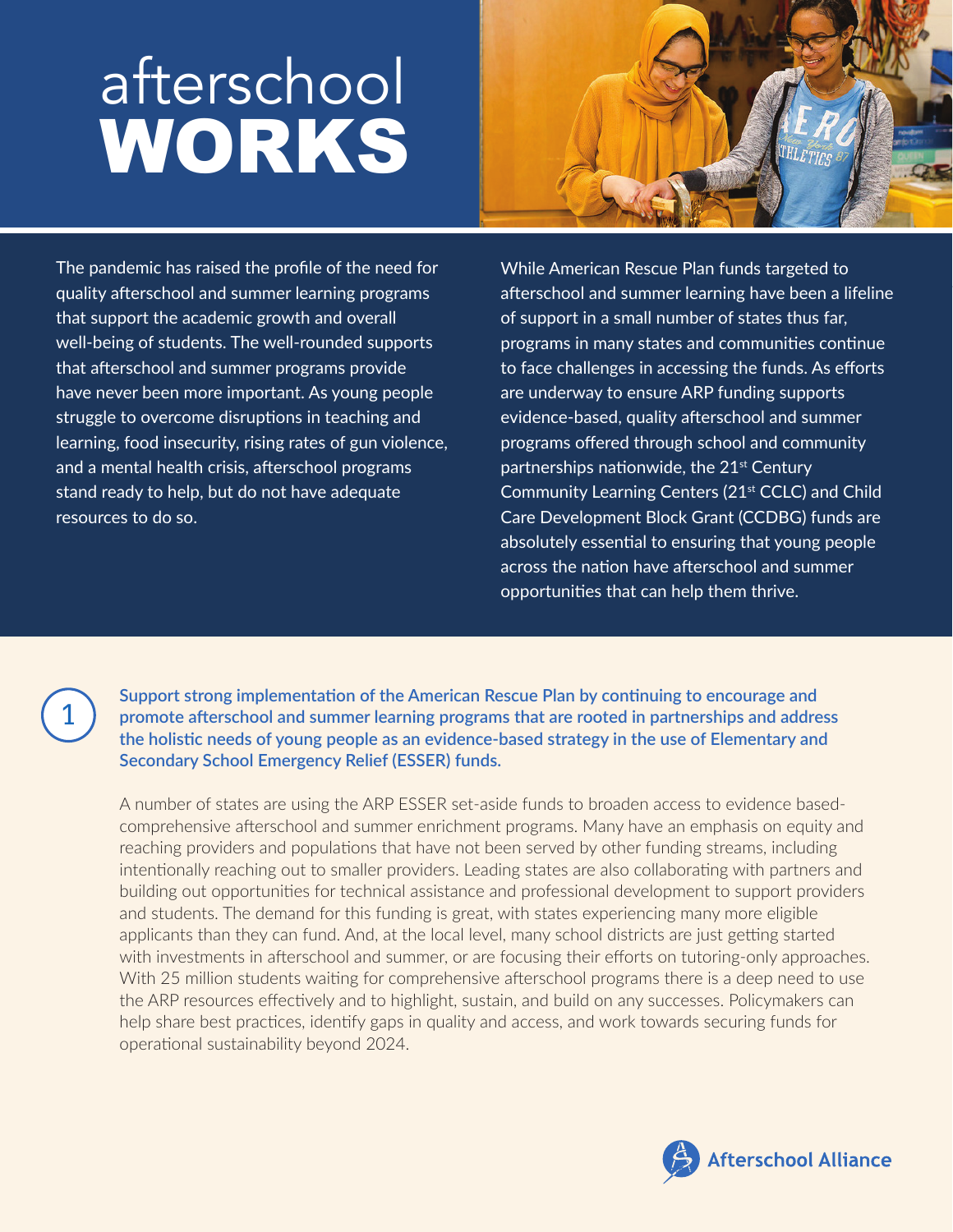# afterschool **WORKS**

The pandemic has raised the profile of the need for quality afterschool and summer learning programs that support the academic growth and overall well-being of students. The well-rounded supports that afterschool and summer programs provide have never been more important. As young people struggle to overcome disruptions in teaching and learning, food insecurity, rising rates of gun violence, and a mental health crisis, afterschool programs stand ready to help, but do not have adequate resources to do so.

While American Rescue Plan funds targeted to afterschool and summer learning have been a lifeline of support in a small number of states thus far, programs in many states and communities continue to face challenges in accessing the funds. As efforts are underway to ensure ARP funding supports evidence-based, quality afterschool and summer programs offered through school and community partnerships nationwide, the 21st Century Community Learning Centers (21st CCLC) and Child Care Development Block Grant (CCDBG) funds are absolutely essential to ensuring that young people across the nation have afterschool and summer opportunities that can help them thrive.

## 1 Support strong implementation of the American Rescue Plan by continuing to encourage and promote afterschool and summer learning programs that are rooted in partnerships and address the holistic needs of young people as an evidence-based strategy in the use of Elementary and Secondary School Emergency Relief (ESSER) funds.

A number of states are using the ARP ESSER set-aside funds to broaden access to evidence based-comprehensive afterschool and summer enrichment programs. Many have an emphasis on equity and reaching providers and populations that have not been served by other funding streams, including intentionally reaching out to smaller providers. Leading states are also collaborating with partners and building out opportunities for technical assistance and professional development to support providers and students. The demand for this funding is great, with states experiencing many more eligible applicants than they can fund. And, at the local level, many school districts are just getting started with investments in afterschool and summer, or are focusing their efforts on tutoring-only approaches. With 25 million students waiting for comprehensive afterschool programs there is a deep need to use the ARP resources effectively and to highlight, sustain, and build on any successes. Policymakers can help share best practices, identify gaps in quality and access, and work towards securing funds for operational sustainability beyond 2024.

Afterschool Alliance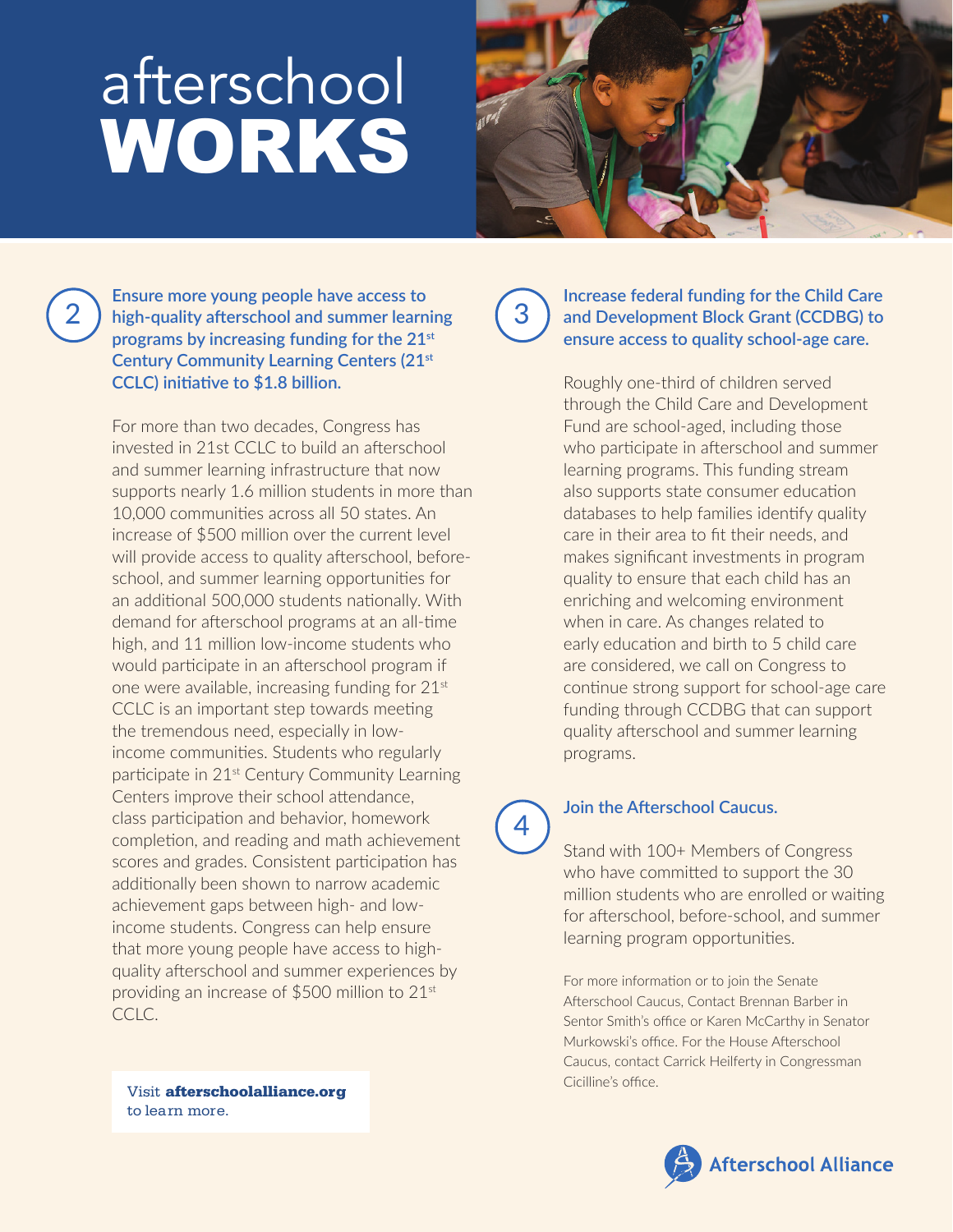# afterschool WORKS

## 2 Ensure more young people have access to high-quality afterschool and summer learning programs by increasing funding for the 21st Century Community Learning Centers (21st CCLC) initiative to $1.8 billion.

For more than two decades, Congress has invested in 21st CCLC to build an afterschool and summer learning infrastructure that now supports nearly 1.6 million students in more than 10,000 communities across all 50 states. An increase of $500 million over the current level will provide access to quality afterschool, before-school, and summer learning opportunities for an additional 500,000 students nationally. With demand for afterschool programs at an all-time high, and 11 million low-income students who would participate in an afterschool program if one were available, increasing funding for 21st CCLC is an important step towards meeting the tremendous need, especially in low-income communities. Students who regularly participate in 21st Century Community Learning Centers improve their school attendance, class participation and behavior, homework completion, and reading and math achievement scores and grades. Consistent participation has additionally been shown to narrow academic achievement gaps between high- and low-income students. Congress can help ensure that more young people have access to high-quality afterschool and summer experiences by providing an increase of $500 million to 21st CCLC.

Visit **afterschoolalliance.org** to learn more.

## 3 Increase federal funding for the Child Care and Development Block Grant (CCDBG) to ensure access to quality school-age care.

Roughly one-third of children served through the Child Care and Development Fund are school-aged, including those who participate in afterschool and summer learning programs. This funding stream also supports state consumer education databases to help families identify quality care in their area to fit their needs, and makes significant investments in program quality to ensure that each child has an enriching and welcoming environment when in care. As changes related to early education and birth to 5 child care are considered, we call on Congress to continue strong support for school-age care funding through CCDBG that can support quality afterschool and summer learning programs.

## 4 Join the Afterschool Caucus.

Stand with 100+ Members of Congress who have committed to support the 30 million students who are enrolled or waiting for afterschool, before-school, and summer learning program opportunities.

For more information or to join the Senate Afterschool Caucus, Contact Brennan Barber in Sentor Smith's office or Karen McCarthy in Senator Murkowski's office. For the House Afterschool Caucus, contact Carrick Heilferty in Congressman Cicilline's office.

Afterschool Alliance